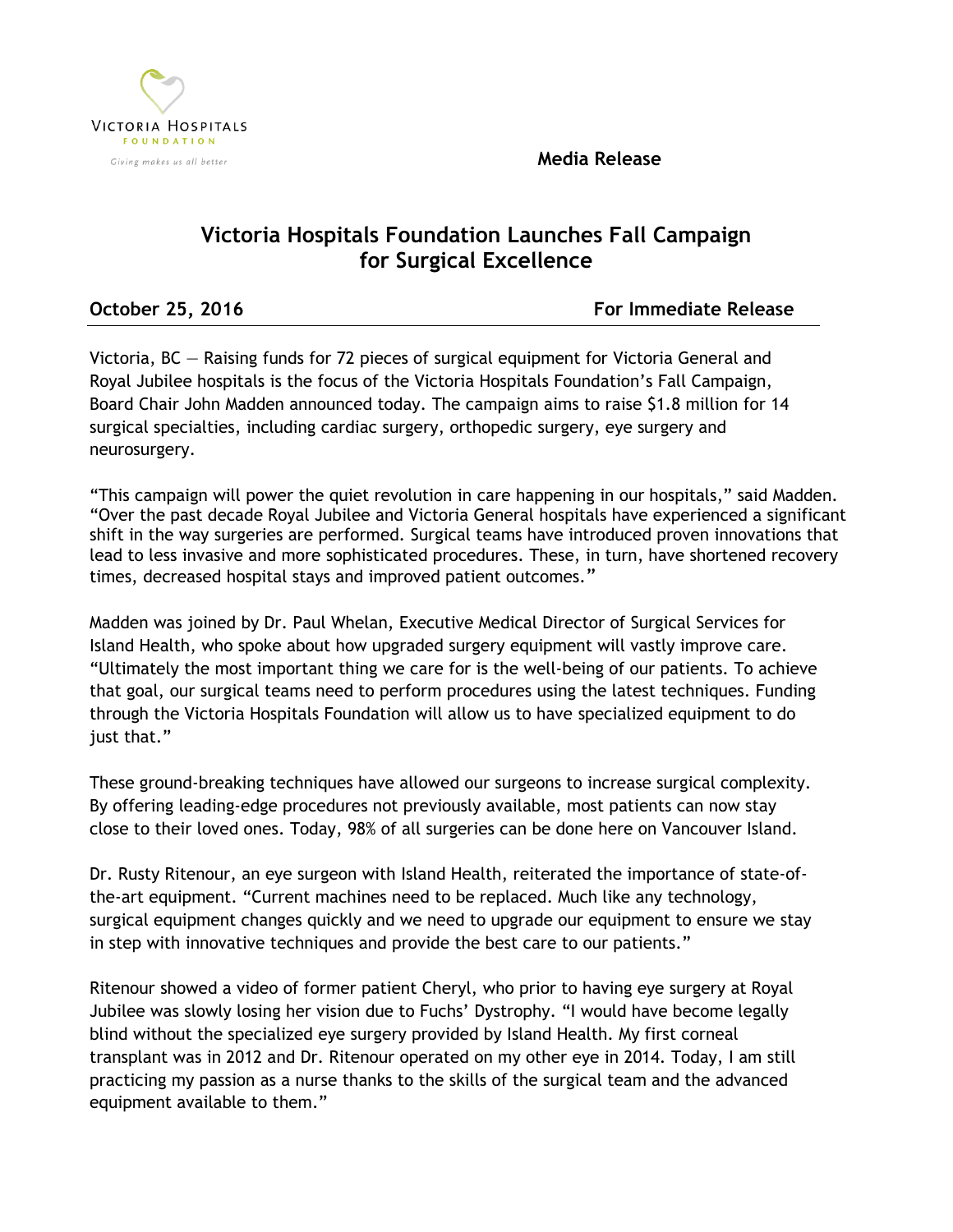Victoria Hospitals Foundation

*Giving makes us all better*

**Media Release**

# Victoria Hospitals Foundation Launches Fall Campaign for Surgical Excellence

**October 25, 2016** **For Immediate Release**

Victoria, BC — Raising funds for 72 pieces of surgical equipment for Victoria General and Royal Jubilee hospitals is the focus of the Victoria Hospitals Foundation's Fall Campaign, Board Chair John Madden announced today. The campaign aims to raise $1.8 million for 14 surgical specialties, including cardiac surgery, orthopedic surgery, eye surgery and neurosurgery.

"This campaign will power the quiet revolution in care happening in our hospitals," said Madden. "Over the past decade Royal Jubilee and Victoria General hospitals have experienced a significant shift in the way surgeries are performed. Surgical teams have introduced proven innovations that lead to less invasive and more sophisticated procedures. These, in turn, have shortened recovery times, decreased hospital stays and improved patient outcomes."

Madden was joined by Dr. Paul Whelan, Executive Medical Director of Surgical Services for Island Health, who spoke about how upgraded surgery equipment will vastly improve care. "Ultimately the most important thing we care for is the well-being of our patients. To achieve that goal, our surgical teams need to perform procedures using the latest techniques. Funding through the Victoria Hospitals Foundation will allow us to have specialized equipment to do just that."

These ground-breaking techniques have allowed our surgeons to increase surgical complexity. By offering leading-edge procedures not previously available, most patients can now stay close to their loved ones. Today, 98% of all surgeries can be done here on Vancouver Island.

Dr. Rusty Ritenour, an eye surgeon with Island Health, reiterated the importance of state-of-the-art equipment. "Current machines need to be replaced. Much like any technology, surgical equipment changes quickly and we need to upgrade our equipment to ensure we stay in step with innovative techniques and provide the best care to our patients."

Ritenour showed a video of former patient Cheryl, who prior to having eye surgery at Royal Jubilee was slowly losing her vision due to Fuchs' Dystrophy. "I would have become legally blind without the specialized eye surgery provided by Island Health. My first corneal transplant was in 2012 and Dr. Ritenour operated on my other eye in 2014. Today, I am still practicing my passion as a nurse thanks to the skills of the surgical team and the advanced equipment available to them."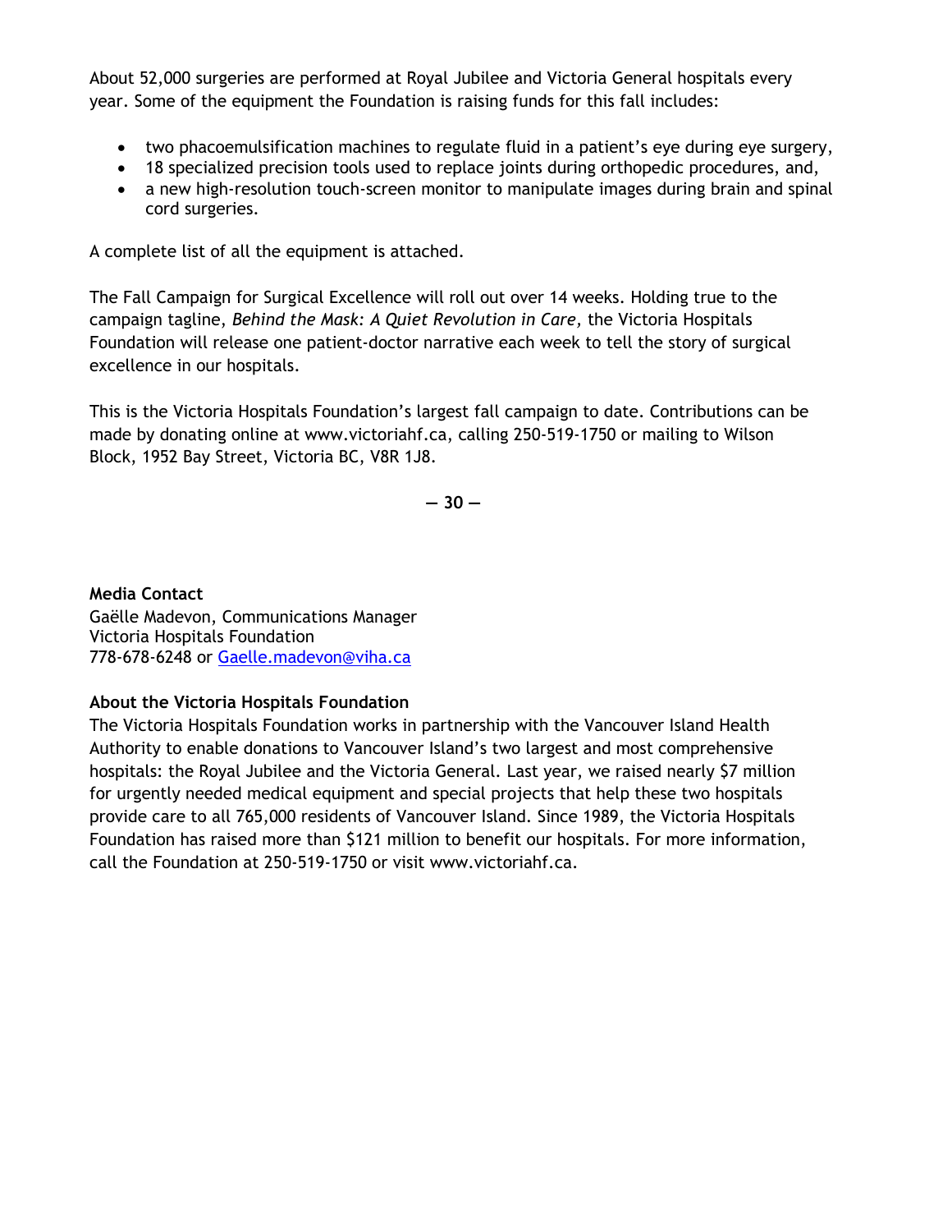About 52,000 surgeries are performed at Royal Jubilee and Victoria General hospitals every year. Some of the equipment the Foundation is raising funds for this fall includes:

- two phacoemulsification machines to regulate fluid in a patient's eye during eye surgery,
- 18 specialized precision tools used to replace joints during orthopedic procedures, and,
- a new high-resolution touch-screen monitor to manipulate images during brain and spinal cord surgeries.

A complete list of all the equipment is attached.

The Fall Campaign for Surgical Excellence will roll out over 14 weeks. Holding true to the campaign tagline, *Behind the Mask: A Quiet Revolution in Care,* the Victoria Hospitals Foundation will release one patient-doctor narrative each week to tell the story of surgical excellence in our hospitals.

This is the Victoria Hospitals Foundation's largest fall campaign to date. Contributions can be made by donating online at www.victoriahf.ca, calling 250-519-1750 or mailing to Wilson Block, 1952 Bay Street, Victoria BC, V8R 1J8.

**— 30 —**

**Media Contact**
Gaëlle Madevon, Communications Manager
Victoria Hospitals Foundation
778-678-6248 or Gaelle.madevon@viha.ca

**About the Victoria Hospitals Foundation**

The Victoria Hospitals Foundation works in partnership with the Vancouver Island Health Authority to enable donations to Vancouver Island's two largest and most comprehensive hospitals: the Royal Jubilee and the Victoria General. Last year, we raised nearly $7 million for urgently needed medical equipment and special projects that help these two hospitals provide care to all 765,000 residents of Vancouver Island. Since 1989, the Victoria Hospitals Foundation has raised more than $121 million to benefit our hospitals. For more information, call the Foundation at 250-519-1750 or visit www.victoriahf.ca.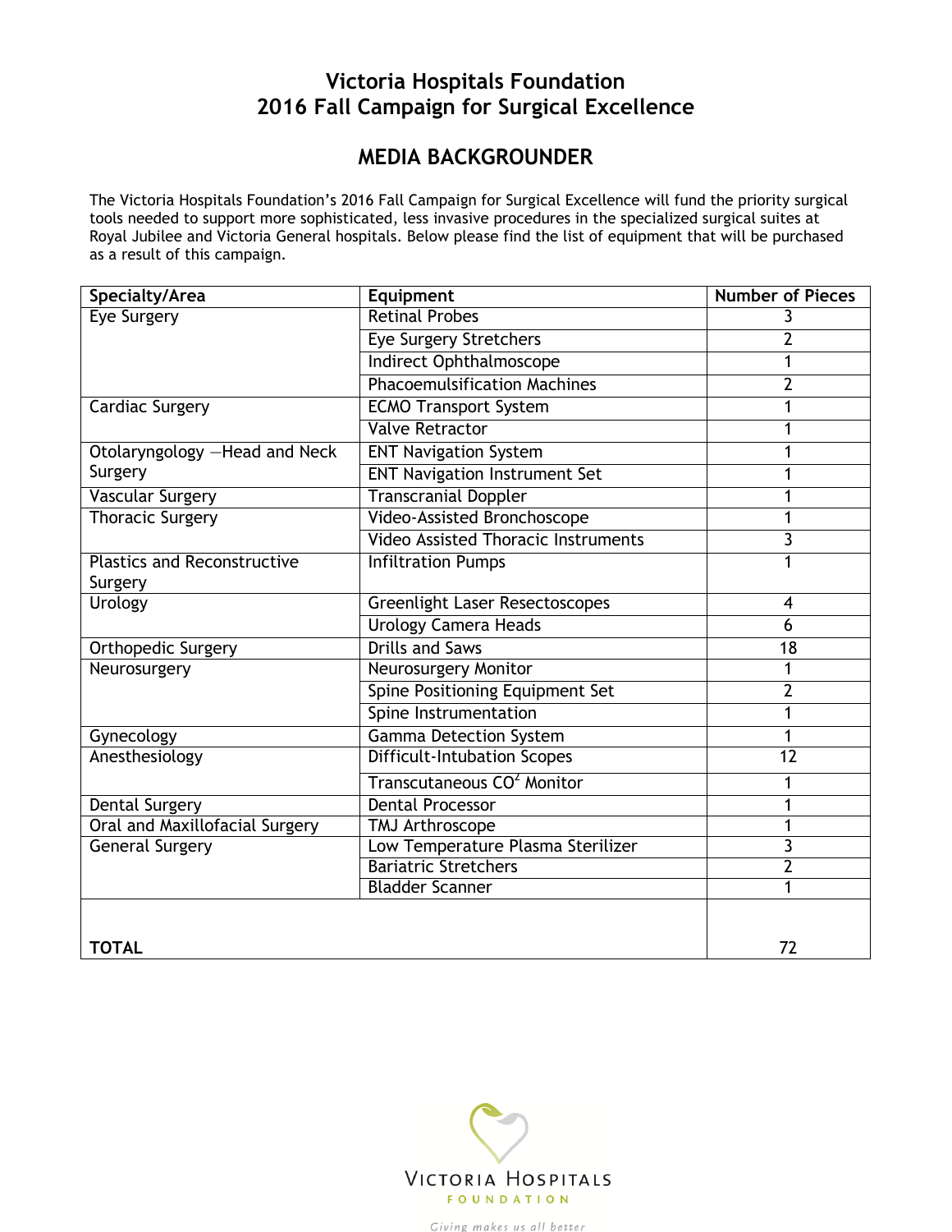# Victoria Hospitals Foundation
# 2016 Fall Campaign for Surgical Excellence

## MEDIA BACKGROUNDER

The Victoria Hospitals Foundation's 2016 Fall Campaign for Surgical Excellence will fund the priority surgical tools needed to support more sophisticated, less invasive procedures in the specialized surgical suites at Royal Jubilee and Victoria General hospitals. Below please find the list of equipment that will be purchased as a result of this campaign.

| Specialty/Area | Equipment | Number of Pieces |
|---|---|---|
| Eye Surgery | Retinal Probes | 3 |
| | Eye Surgery Stretchers | 2 |
| | Indirect Ophthalmoscope | 1 |
| | Phacoemulsification Machines | 2 |
| Cardiac Surgery | ECMO Transport System | 1 |
| | Valve Retractor | 1 |
| Otolaryngology —Head and Neck Surgery | ENT Navigation System | 1 |
| | ENT Navigation Instrument Set | 1 |
| Vascular Surgery | Transcranial Doppler | 1 |
| Thoracic Surgery | Video-Assisted Bronchoscope | 1 |
| | Video Assisted Thoracic Instruments | 3 |
| Plastics and Reconstructive Surgery | Infiltration Pumps | 1 |
| Urology | Greenlight Laser Resectoscopes | 4 |
| | Urology Camera Heads | 6 |
| Orthopedic Surgery | Drills and Saws | 18 |
| Neurosurgery | Neurosurgery Monitor | 1 |
| | Spine Positioning Equipment Set | 2 |
| | Spine Instrumentation | 1 |
| Gynecology | Gamma Detection System | 1 |
| Anesthesiology | Difficult-Intubation Scopes | 12 |
| | Transcutaneous $CO^2$ Monitor | 1 |
| Dental Surgery | Dental Processor | 1 |
| Oral and Maxillofacial Surgery | TMJ Arthroscope | 1 |
| General Surgery | Low Temperature Plasma Sterilizer | 3 |
| | Bariatric Stretchers | 2 |
| | Bladder Scanner | 1 |
| **TOTAL** | | 72 |

VICTORIA HOSPITALS FOUNDATION

*Giving makes us all better*